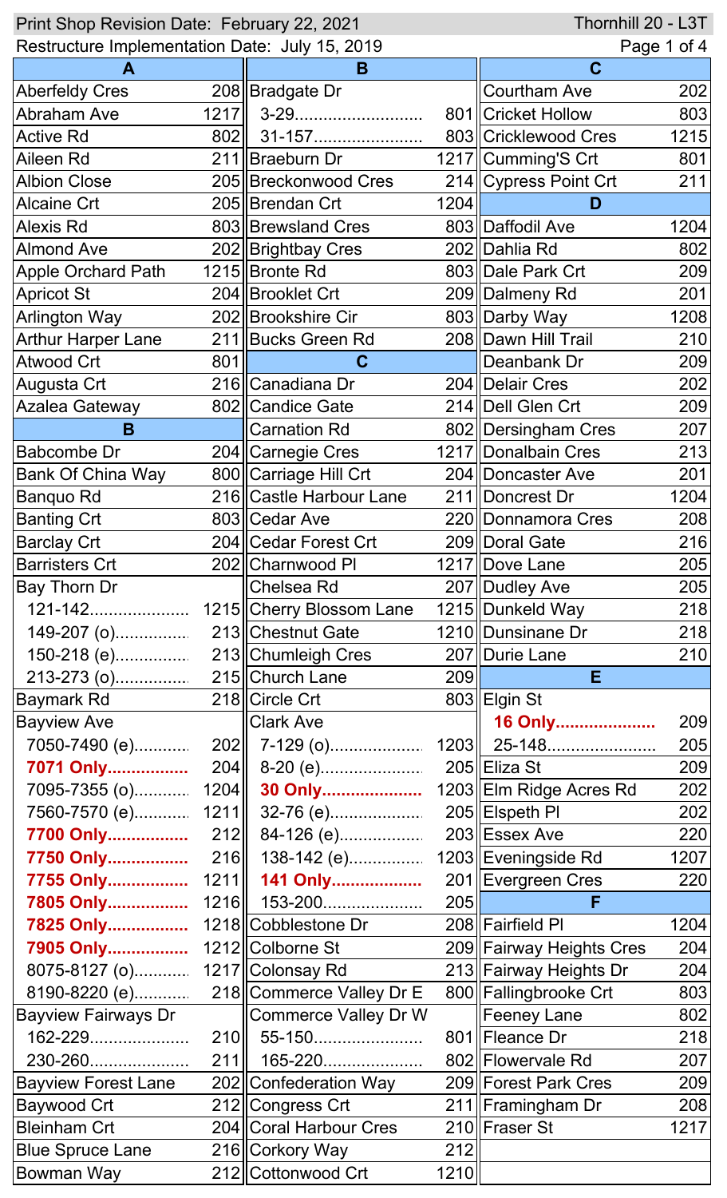Print Shop Revision Date: February 22, 2021

Thornhill 20 - L3T

Restructure Implementation Date: July 15, 2019

| Street | Route |
|---|---|
| **A** | |
| Aberfeldy Cres | 208 |
| Abraham Ave | 1217 |
| Active Rd | 802 |
| Aileen Rd | 211 |
| Albion Close | 205 |
| Alcaine Crt | 205 |
| Alexis Rd | 803 |
| Almond Ave | 202 |
| Apple Orchard Path | 1215 |
| Apricot St | 204 |
| Arlington Way | 202 |
| Arthur Harper Lane | 211 |
| Atwood Crt | 801 |
| Augusta Crt | 216 |
| Azalea Gateway | 802 |
| **B** | |
| Babcombe Dr | 204 |
| Bank Of China Way | 800 |
| Banquo Rd | 216 |
| Banting Crt | 803 |
| Barclay Crt | 204 |
| Barristers Crt | 202 |
| Bay Thorn Dr | |
| 121-142 | 1215 |
| 149-207 (o) | 213 |
| 150-218 (e) | 213 |
| 213-273 (o) | 215 |
| Baymark Rd | 218 |
| Bayview Ave | |
| 7050-7490 (e) | 202 |
| **7071 Only** | 204 |
| 7095-7355 (o) | 1204 |
| 7560-7570 (e) | 1211 |
| **7700 Only** | 212 |
| **7750 Only** | 216 |
| **7755 Only** | 1211 |
| **7805 Only** | 1216 |
| **7825 Only** | 1218 |
| **7905 Only** | 1212 |
| 8075-8127 (o) | 1217 |
| 8190-8220 (e) | 218 |
| Bayview Fairways Dr | |
| 162-229 | 210 |
| 230-260 | 211 |
| Bayview Forest Lane | 202 |
| Baywood Crt | 212 |
| Bleinham Crt | 204 |
| Blue Spruce Lane | 216 |
| Bowman Way | 212 |
| **B** | |
| Bradgate Dr | |
| 3-29 | 801 |
| 31-157 | 803 |
| Braeburn Dr | 1217 |
| Breckonwood Cres | 214 |
| Brendan Crt | 1204 |
| Brewsland Cres | 803 |
| Brightbay Cres | 202 |
| Bronte Rd | 803 |
| Brooklet Crt | 209 |
| Brookshire Cir | 803 |
| Bucks Green Rd | 208 |
| **C** | |
| Canadiana Dr | 204 |
| Candice Gate | 214 |
| Carnation Rd | 802 |
| Carnegie Cres | 1217 |
| Carriage Hill Crt | 204 |
| Castle Harbour Lane | 211 |
| Cedar Ave | 220 |
| Cedar Forest Crt | 209 |
| Charnwood Pl | 1217 |
| Chelsea Rd | 207 |
| Cherry Blossom Lane | 1215 |
| Chestnut Gate | 1210 |
| Chumleigh Cres | 207 |
| Church Lane | 209 |
| Circle Crt | 803 |
| Clark Ave | |
| 7-129 (o) | 1203 |
| 8-20 (e) | 205 |
| **30 Only** | 1203 |
| 32-76 (e) | 205 |
| 84-126 (e) | 203 |
| 138-142 (e) | 1203 |
| **141 Only** | 201 |
| 153-200 | 205 |
| Cobblestone Dr | 208 |
| Colborne St | 209 |
| Colonsay Rd | 213 |
| Commerce Valley Dr E | 800 |
| Commerce Valley Dr W | |
| 55-150 | 801 |
| 165-220 | 802 |
| Confederation Way | 209 |
| Congress Crt | 211 |
| Coral Harbour Cres | 210 |
| Corkory Way | 212 |
| Cottonwood Crt | 1210 |
| **C** | |
| Courtham Ave | 202 |
| Cricket Hollow | 803 |
| Cricklewood Cres | 1215 |
| Cumming'S Crt | 801 |
| Cypress Point Crt | 211 |
| **D** | |
| Daffodil Ave | 1204 |
| Dahlia Rd | 802 |
| Dale Park Crt | 209 |
| Dalmeny Rd | 201 |
| Darby Way | 1208 |
| Dawn Hill Trail | 210 |
| Deanbank Dr | 209 |
| Delair Cres | 202 |
| Dell Glen Crt | 209 |
| Dersingham Cres | 207 |
| Donalbain Cres | 213 |
| Doncaster Ave | 201 |
| Doncrest Dr | 1204 |
| Donnamora Cres | 208 |
| Doral Gate | 216 |
| Dove Lane | 205 |
| Dudley Ave | 205 |
| Dunkeld Way | 218 |
| Dunsinane Dr | 218 |
| Durie Lane | 210 |
| **E** | |
| Elgin St | |
| **16 Only** | 209 |
| 25-148 | 205 |
| Eliza St | 209 |
| Elm Ridge Acres Rd | 202 |
| Elspeth Pl | 202 |
| Essex Ave | 220 |
| Eveningside Rd | 1207 |
| Evergreen Cres | 220 |
| **F** | |
| Fairfield Pl | 1204 |
| Fairway Heights Cres | 204 |
| Fairway Heights Dr | 204 |
| Fallingbrooke Crt | 803 |
| Feeney Lane | 802 |
| Fleance Dr | 218 |
| Flowervale Rd | 207 |
| Forest Park Cres | 209 |
| Framingham Dr | 208 |
| Fraser St | 1217 |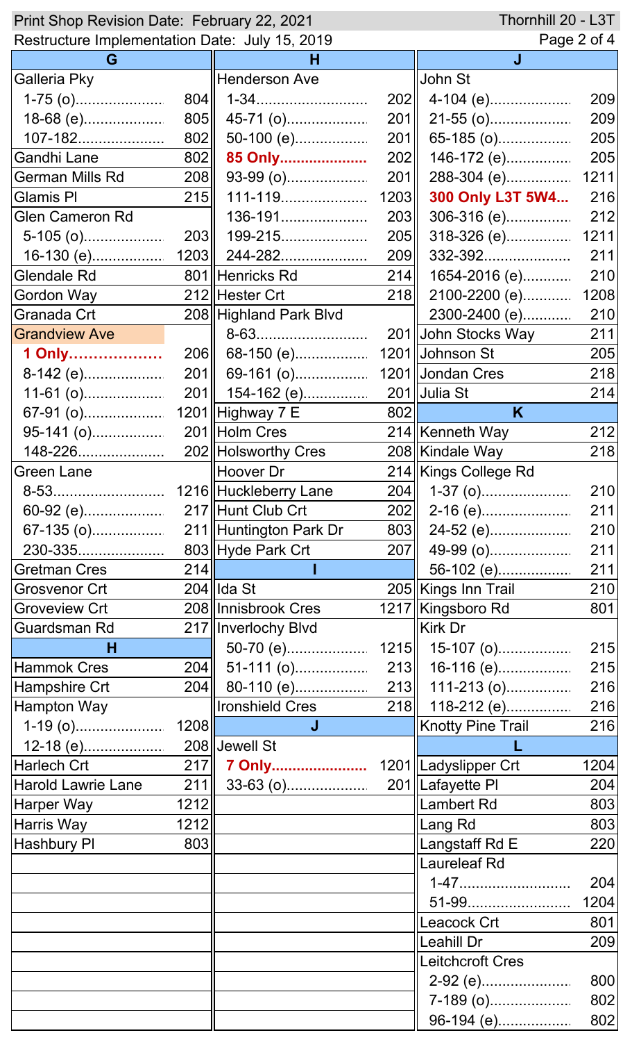Print Shop Revision Date: February 22, 2021 — Thornhill 20 - L3T

Restructure Implementation Date: July 15, 2019

## G

| Street | Route |
|---|---|
| **Galleria Pky** | |
| 1-75 (o) | 804 |
| 18-68 (e) | 805 |
| 107-182 | 802 |
| Gandhi Lane | 802 |
| German Mills Rd | 208 |
| Glamis Pl | 215 |
| **Glen Cameron Rd** | |
| 5-105 (o) | 203 |
| 16-130 (e) | 1203 |
| Glendale Rd | 801 |
| Gordon Way | 212 |
| Granada Crt | 208 |
| **Grandview Ave** | |
| **1 Only** | 206 |
| 8-142 (e) | 201 |
| 11-61 (o) | 201 |
| 67-91 (o) | 1201 |
| 95-141 (o) | 201 |
| 148-226 | 202 |
| **Green Lane** | |
| 8-53 | 1216 |
| 60-92 (e) | 217 |
| 67-135 (o) | 211 |
| 230-335 | 803 |
| Gretman Cres | 214 |
| Grosvenor Crt | 204 |
| Groveview Crt | 208 |
| Guardsman Rd | 217 |

## H

| Street | Route |
|---|---|
| Hammok Cres | 204 |
| Hampshire Crt | 204 |
| **Hampton Way** | |
| 1-19 (o) | 1208 |
| 12-18 (e) | 208 |
| Harlech Crt | 217 |
| Harold Lawrie Lane | 211 |
| Harper Way | 1212 |
| Harris Way | 1212 |
| Hashbury Pl | 803 |
| **Henderson Ave** | |
| 1-34 | 202 |
| 45-71 (o) | 201 |
| 50-100 (e) | 201 |
| **85 Only** | 202 |
| 93-99 (o) | 201 |
| 111-119 | 1203 |
| 136-191 | 203 |
| 199-215 | 205 |
| 244-282 | 209 |
| Henricks Rd | 214 |
| Hester Crt | 218 |
| **Highland Park Blvd** | |
| 8-63 | 201 |
| 68-150 (e) | 1201 |
| 69-161 (o) | 1201 |
| 154-162 (e) | 201 |
| Highway 7 E | 802 |
| Holm Cres | 214 |
| Holsworthy Cres | 208 |
| Hoover Dr | 214 |
| Huckleberry Lane | 204 |
| Hunt Club Crt | 202 |
| Huntington Park Dr | 803 |
| Hyde Park Crt | 207 |

## I

| Street | Route |
|---|---|
| Ida St | 205 |
| Innisbrook Cres | 1217 |
| **Inverlochy Blvd** | |
| 50-70 (e) | 1215 |
| 51-111 (o) | 213 |
| 80-110 (e) | 213 |
| Ironshield Cres | 218 |

## J

| Street | Route |
|---|---|
| **Jewell St** | |
| **7 Only** | 1201 |
| 33-63 (o) | 201 |
| **John St** | |
| 4-104 (e) | 209 |
| 21-55 (o) | 209 |
| 65-185 (o) | 205 |
| 146-172 (e) | 205 |
| 288-304 (e) | 1211 |
| **300 Only L3T 5W4** | 216 |
| 306-316 (e) | 212 |
| 318-326 (e) | 1211 |
| 332-392 | 211 |
| 1654-2016 (e) | 210 |
| 2100-2200 (e) | 1208 |
| 2300-2400 (e) | 210 |
| John Stocks Way | 211 |
| Johnson St | 205 |
| Jondan Cres | 218 |
| Julia St | 214 |

## K

| Street | Route |
|---|---|
| Kenneth Way | 212 |
| Kindale Way | 218 |
| **Kings College Rd** | |
| 1-37 (o) | 210 |
| 2-16 (e) | 211 |
| 24-52 (e) | 210 |
| 49-99 (o) | 211 |
| 56-102 (e) | 211 |
| Kings Inn Trail | 210 |
| Kingsboro Rd | 801 |
| **Kirk Dr** | |
| 15-107 (o) | 215 |
| 16-116 (e) | 215 |
| 111-213 (o) | 216 |
| 118-212 (e) | 216 |
| Knotty Pine Trail | 216 |

## L

| Street | Route |
|---|---|
| Ladyslipper Crt | 1204 |
| Lafayette Pl | 204 |
| Lambert Rd | 803 |
| Lang Rd | 803 |
| Langstaff Rd E | 220 |
| **Laureleaf Rd** | |
| 1-47 | 204 |
| 51-99 | 1204 |
| Leacock Crt | 801 |
| Leahill Dr | 209 |
| **Leitchcroft Cres** | |
| 2-92 (e) | 800 |
| 7-189 (o) | 802 |
| 96-194 (e) | 802 |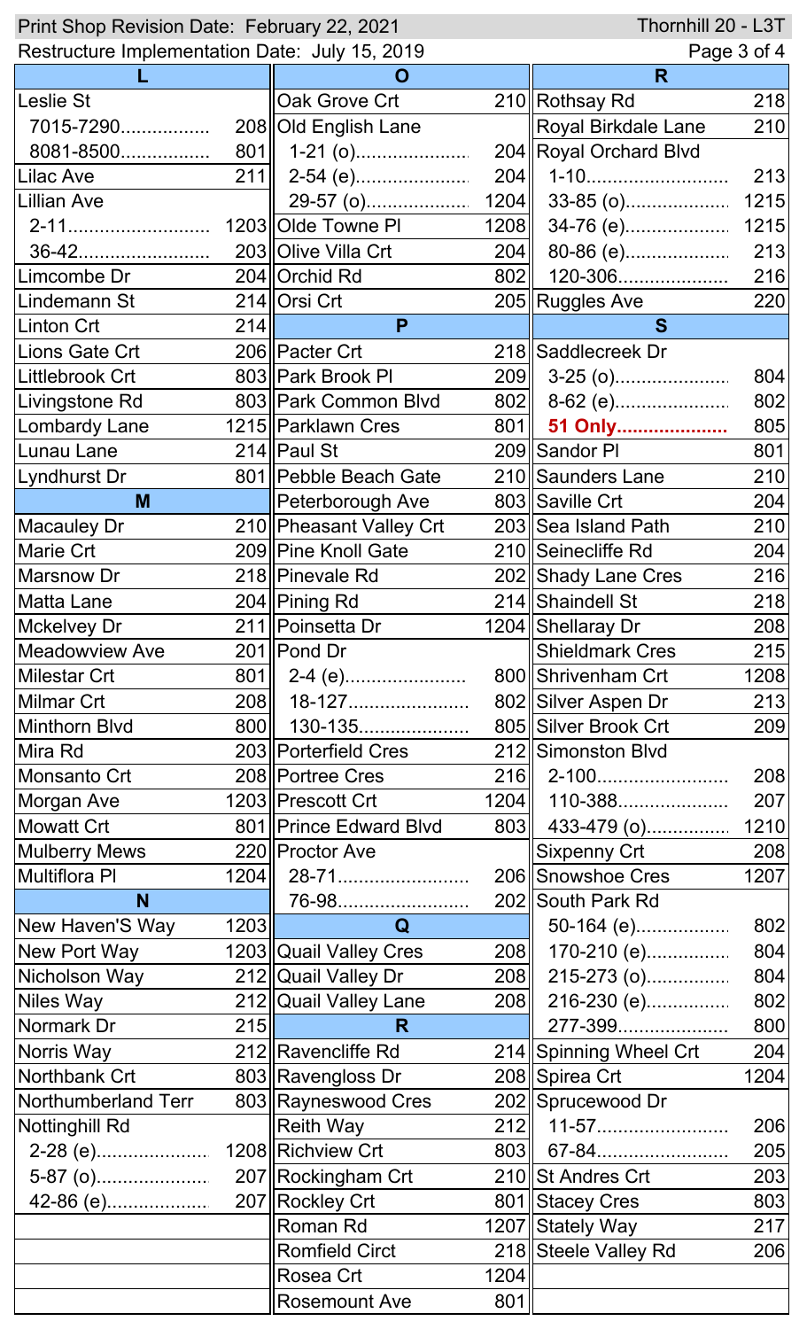Print Shop Revision Date: February 22, 2021 — Thornhill 20 - L3T

Restructure Implementation Date: July 15, 2019

| L | | O | | R | |
|---|---|---|---|---|---|
| Leslie St | | Oak Grove Crt | 210 | Rothsay Rd | 218 |
| 7015-7290................ | 208 | Old English Lane | | Royal Birkdale Lane | 210 |
| 8081-8500................ | 801 | 1-21 (o)...................... | 204 | Royal Orchard Blvd | |
| Lilac Ave | 211 | 2-54 (e)...................... | 204 | 1-10.......................... | 213 |
| Lillian Ave | | 29-57 (o).................... | 1204 | 33-85 (o).................... | 1215 |
| 2-11.......................... | 1203 | Olde Towne Pl | 1208 | 34-76 (e).................... | 1215 |
| 36-42........................ | 203 | Olive Villa Crt | 204 | 80-86 (e).................... | 213 |
| Limcombe Dr | 204 | Orchid Rd | 802 | 120-306..................... | 216 |
| Lindemann St | 214 | Orsi Crt | 205 | Ruggles Ave | 220 |
| Linton Crt | 214 | **P** | | **S** | |
| Lions Gate Crt | 206 | Pacter Crt | 218 | Saddlecreek Dr | |
| Littlebrook Crt | 803 | Park Brook Pl | 209 | 3-25 (o)...................... | 804 |
| Livingstone Rd | 803 | Park Common Blvd | 802 | 8-62 (e)...................... | 802 |
| Lombardy Lane | 1215 | Parklawn Cres | 801 | **51 Only.....................** | 805 |
| Lunau Lane | 214 | Paul St | 209 | Sandor Pl | 801 |
| Lyndhurst Dr | 801 | Pebble Beach Gate | 210 | Saunders Lane | 210 |
| **M** | | Peterborough Ave | 803 | Saville Crt | 204 |
| Macauley Dr | 210 | Pheasant Valley Crt | 203 | Sea Island Path | 210 |
| Marie Crt | 209 | Pine Knoll Gate | 210 | Seinecliffe Rd | 204 |
| Marsnow Dr | 218 | Pinevale Rd | 202 | Shady Lane Cres | 216 |
| Matta Lane | 204 | Pining Rd | 214 | Shaindell St | 218 |
| Mckelvey Dr | 211 | Poinsetta Dr | 1204 | Shellaray Dr | 208 |
| Meadowview Ave | 201 | Pond Dr | | Shieldmark Cres | 215 |
| Milestar Crt | 801 | 2-4 (e)....................... | 800 | Shrivenham Crt | 1208 |
| Milmar Crt | 208 | 18-127....................... | 802 | Silver Aspen Dr | 213 |
| Minthorn Blvd | 800 | 130-135..................... | 805 | Silver Brook Crt | 209 |
| Mira Rd | 203 | Porterfield Cres | 212 | Simonston Blvd | |
| Monsanto Crt | 208 | Portree Cres | 216 | 2-100......................... | 208 |
| Morgan Ave | 1203 | Prescott Crt | 1204 | 110-388..................... | 207 |
| Mowatt Crt | 801 | Prince Edward Blvd | 803 | 433-479 (o)................ | 1210 |
| Mulberry Mews | 220 | Proctor Ave | | Sixpenny Crt | 208 |
| Multiflora Pl | 1204 | 28-71......................... | 206 | Snowshoe Cres | 1207 |
| **N** | | 76-98......................... | 202 | South Park Rd | |
| New Haven'S Way | 1203 | **Q** | | 50-164 (e).................. | 802 |
| New Port Way | 1203 | Quail Valley Cres | 208 | 170-210 (e)................ | 804 |
| Nicholson Way | 212 | Quail Valley Dr | 208 | 215-273 (o)................ | 804 |
| Niles Way | 212 | Quail Valley Lane | 208 | 216-230 (e)................ | 802 |
| Normark Dr | 215 | **R** | | 277-399..................... | 800 |
| Norris Way | 212 | Ravencliffe Rd | 214 | Spinning Wheel Crt | 204 |
| Northbank Crt | 803 | Ravengloss Dr | 208 | Spirea Crt | 1204 |
| Northumberland Terr | 803 | Rayneswood Cres | 202 | Sprucewood Dr | |
| Nottinghill Rd | | Reith Way | 212 | 11-57......................... | 206 |
| 2-28 (e).................... | 1208 | Richview Crt | 803 | 67-84......................... | 205 |
| 5-87 (o).................... | 207 | Rockingham Crt | 210 | St Andres Crt | 203 |
| 42-86 (e)................... | 207 | Rockley Crt | 801 | Stacey Cres | 803 |
| | | Roman Rd | 1207 | Stately Way | 217 |
| | | Romfield Circt | 218 | Steele Valley Rd | 206 |
| | | Rosea Crt | 1204 | | |
| | | Rosemount Ave | 801 | | |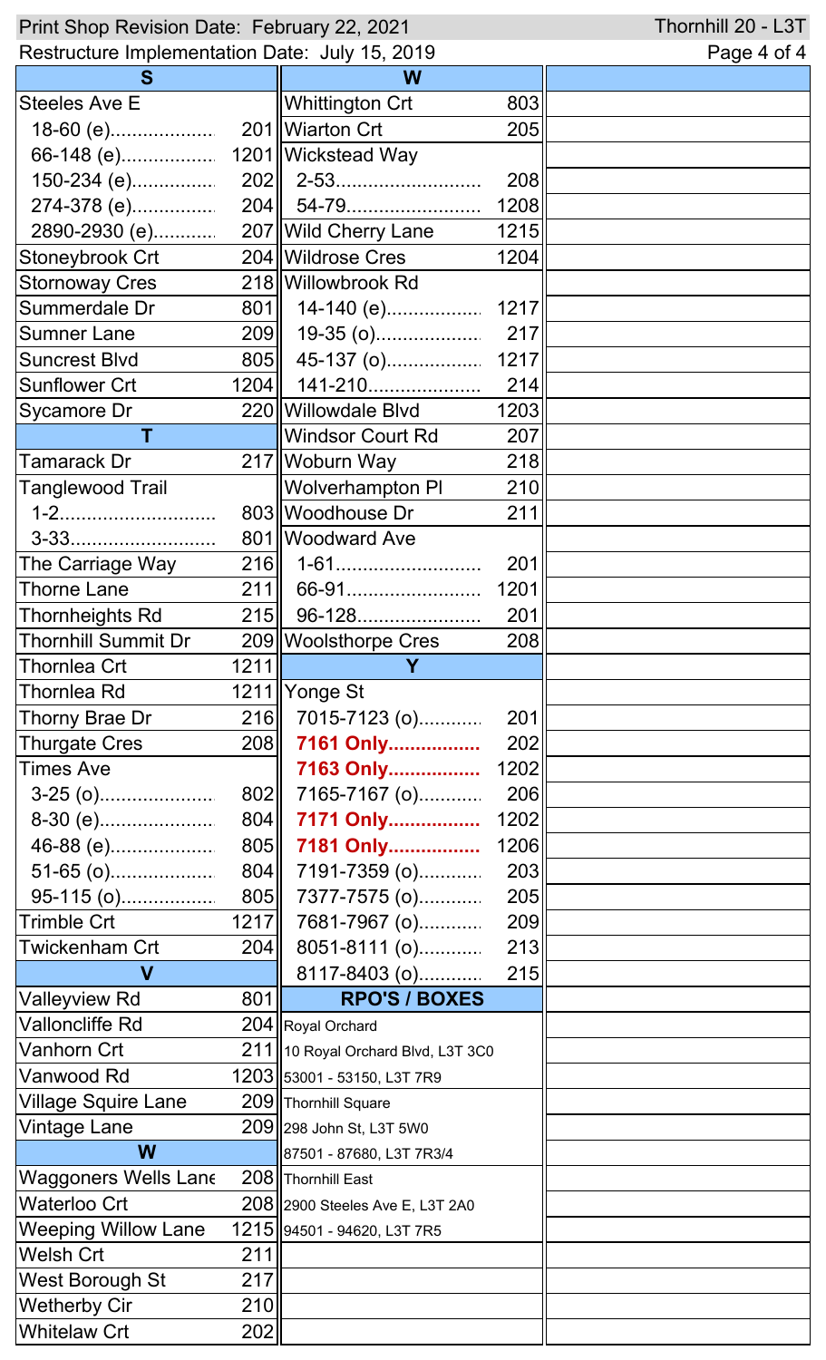| S | | W | | |
|---|---|---|---|---|
| Steeles Ave E | | Whittington Crt | 803 | |
| 18-60 (e)........ | 201 | Wiarton Crt | 205 | |
| 66-148 (e)........ | 1201 | Wickstead Way | | |
| 150-234 (e)........ | 202 | 2-53........ | 208 | |
| 274-378 (e)........ | 204 | 54-79........ | 1208 | |
| 2890-2930 (e)........ | 207 | Wild Cherry Lane | 1215 | |
| Stoneybrook Crt | 204 | Wildrose Cres | 1204 | |
| Stornoway Cres | 218 | Willowbrook Rd | | |
| Summerdale Dr | 801 | 14-140 (e)........ | 1217 | |
| Sumner Lane | 209 | 19-35 (o)........ | 217 | |
| Suncrest Blvd | 805 | 45-137 (o)........ | 1217 | |
| Sunflower Crt | 1204 | 141-210........ | 214 | |
| Sycamore Dr | 220 | Willowdale Blvd | 1203 | |
| **T** | | Windsor Court Rd | 207 | |
| Tamarack Dr | 217 | Woburn Way | 218 | |
| Tanglewood Trail | | Wolverhampton Pl | 210 | |
| 1-2........ | 803 | Woodhouse Dr | 211 | |
| 3-33........ | 801 | Woodward Ave | | |
| The Carriage Way | 216 | 1-61........ | 201 | |
| Thorne Lane | 211 | 66-91........ | 1201 | |
| Thornheights Rd | 215 | 96-128........ | 201 | |
| Thornhill Summit Dr | 209 | Woolsthorpe Cres | 208 | |
| Thornlea Crt | 1211 | **Y** | | |
| Thornlea Rd | 1211 | Yonge St | | |
| Thorny Brae Dr | 216 | 7015-7123 (o)........ | 201 | |
| Thurgate Cres | 208 | **7161 Only........** | 202 | |
| Times Ave | | **7163 Only........** | 1202 | |
| 3-25 (o)........ | 802 | 7165-7167 (o)........ | 206 | |
| 8-30 (e)........ | 804 | **7171 Only........** | 1202 | |
| 46-88 (e)........ | 805 | **7181 Only........** | 1206 | |
| 51-65 (o)........ | 804 | 7191-7359 (o)........ | 203 | |
| 95-115 (o)........ | 805 | 7377-7575 (o)........ | 205 | |
| Trimble Crt | 1217 | 7681-7967 (o)........ | 209 | |
| Twickenham Crt | 204 | 8051-8111 (o)........ | 213 | |
| **V** | | 8117-8403 (o)........ | 215 | |
| Valleyview Rd | 801 | **RPO'S / BOXES** | | |
| Valloncliffe Rd | 204 | Royal Orchard | | |
| Vanhorn Crt | 211 | 10 Royal Orchard Blvd, L3T 3C0 | | |
| Vanwood Rd | 1203 | 53001 - 53150, L3T 7R9 | | |
| Village Squire Lane | 209 | Thornhill Square | | |
| Vintage Lane | 209 | 298 John St, L3T 5W0 | | |
| **W** | | 87501 - 87680, L3T 7R3/4 | | |
| Waggoners Wells Lane | 208 | Thornhill East | | |
| Waterloo Crt | 208 | 2900 Steeles Ave E, L3T 2A0 | | |
| Weeping Willow Lane | 1215 | 94501 - 94620, L3T 7R5 | | |
| Welsh Crt | 211 | | | |
| West Borough St | 217 | | | |
| Wetherby Cir | 210 | | | |
| Whitelaw Crt | 202 | | | |